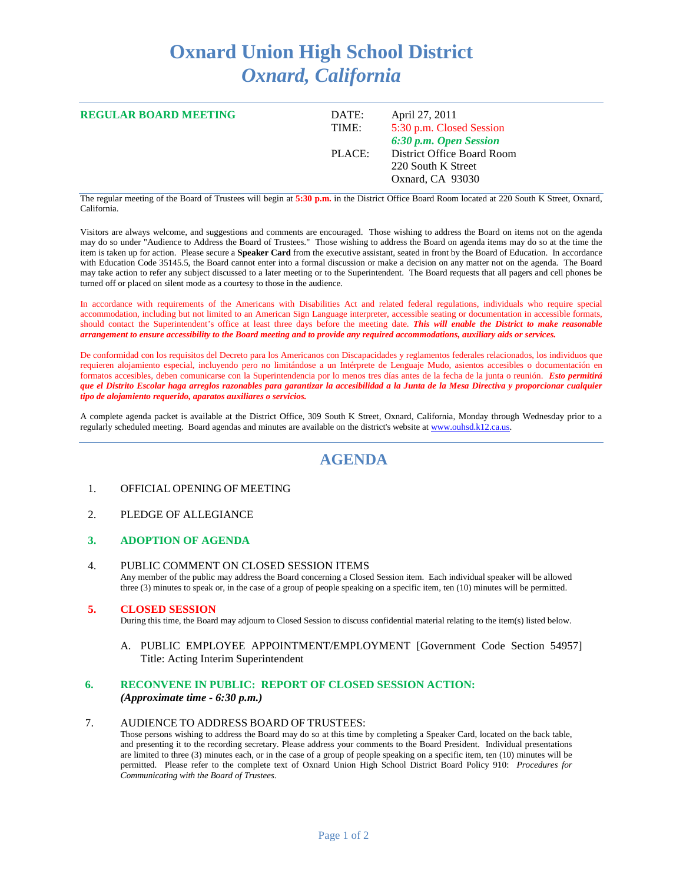# Oxnard Union High School District
## *Oxnard, California*

**REGULAR BOARD MEETING**

| | |
|---|---|
| DATE: | April 27, 2011 |
| TIME: | 5:30 p.m. Closed Session |
| | ***6:30 p.m. Open Session*** |
| PLACE: | District Office Board Room |
| | 220 South K Street |
| | Oxnard, CA 93030 |

The regular meeting of the Board of Trustees will begin at **5:30 p.m.** in the District Office Board Room located at 220 South K Street, Oxnard, California.

Visitors are always welcome, and suggestions and comments are encouraged. Those wishing to address the Board on items not on the agenda may do so under "Audience to Address the Board of Trustees." Those wishing to address the Board on agenda items may do so at the time the item is taken up for action. Please secure a **Speaker Card** from the executive assistant, seated in front by the Board of Education. In accordance with Education Code 35145.5, the Board cannot enter into a formal discussion or make a decision on any matter not on the agenda. The Board may take action to refer any subject discussed to a later meeting or to the Superintendent. The Board requests that all pagers and cell phones be turned off or placed on silent mode as a courtesy to those in the audience.

In accordance with requirements of the Americans with Disabilities Act and related federal regulations, individuals who require special accommodation, including but not limited to an American Sign Language interpreter, accessible seating or documentation in accessible formats, should contact the Superintendent's office at least three days before the meeting date. ***This will enable the District to make reasonable arrangement to ensure accessibility to the Board meeting and to provide any required accommodations, auxiliary aids or services.***

De conformidad con los requisitos del Decreto para los Americanos con Discapacidades y reglamentos federales relacionados, los individuos que requieren alojamiento especial, incluyendo pero no limitándose a un Intérprete de Lenguaje Mudo, asientos accesibles o documentación en formatos accesibles, deben comunicarse con la Superintendencia por lo menos tres días antes de la fecha de la junta o reunión. ***Esto permitirá que el Distrito Escolar haga arreglos razonables para garantizar la accesibilidad a la Junta de la Mesa Directiva y proporcionar cualquier tipo de alojamiento requerido, aparatos auxiliares o servicios.***

A complete agenda packet is available at the District Office, 309 South K Street, Oxnard, California, Monday through Wednesday prior to a regularly scheduled meeting. Board agendas and minutes are available on the district's website at www.ouhsd.k12.ca.us.

## AGENDA

1. OFFICIAL OPENING OF MEETING

2. PLEDGE OF ALLEGIANCE

3. **ADOPTION OF AGENDA**

4. PUBLIC COMMENT ON CLOSED SESSION ITEMS
   Any member of the public may address the Board concerning a Closed Session item. Each individual speaker will be allowed three (3) minutes to speak or, in the case of a group of people speaking on a specific item, ten (10) minutes will be permitted.

5. **CLOSED SESSION**
   During this time, the Board may adjourn to Closed Session to discuss confidential material relating to the item(s) listed below.

   A. PUBLIC EMPLOYEE APPOINTMENT/EMPLOYMENT [Government Code Section 54957] Title: Acting Interim Superintendent

6. **RECONVENE IN PUBLIC: REPORT OF CLOSED SESSION ACTION:**
   ***(Approximate time - 6:30 p.m.)***

7. AUDIENCE TO ADDRESS BOARD OF TRUSTEES:
   Those persons wishing to address the Board may do so at this time by completing a Speaker Card, located on the back table, and presenting it to the recording secretary. Please address your comments to the Board President. Individual presentations are limited to three (3) minutes each, or in the case of a group of people speaking on a specific item, ten (10) minutes will be permitted. Please refer to the complete text of Oxnard Union High School District Board Policy 910: *Procedures for Communicating with the Board of Trustees.*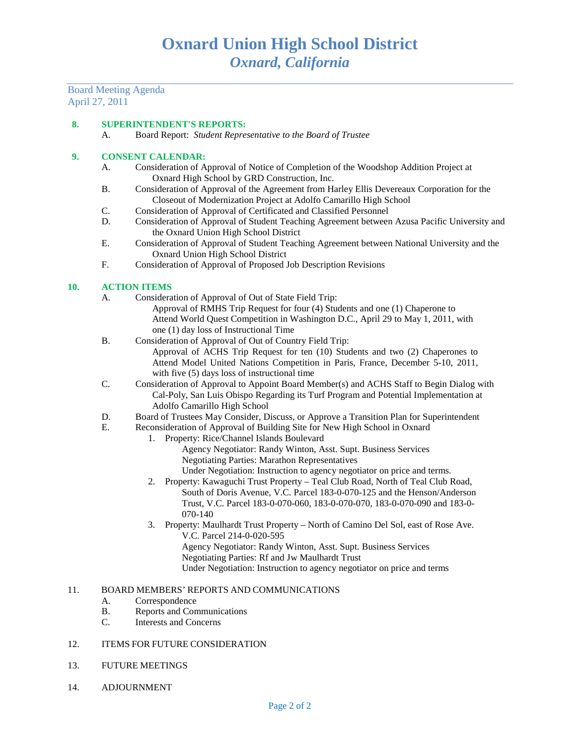# Oxnard Union High School District
## *Oxnard, California*

Board Meeting Agenda
April 27, 2011

**8. SUPERINTENDENT'S REPORTS:**

A. Board Report: *Student Representative to the Board of Trustee*

**9. CONSENT CALENDAR:**

A. Consideration of Approval of Notice of Completion of the Woodshop Addition Project at Oxnard High School by GRD Construction, Inc.

B. Consideration of Approval of the Agreement from Harley Ellis Devereaux Corporation for the Closeout of Modernization Project at Adolfo Camarillo High School

C. Consideration of Approval of Certificated and Classified Personnel

D. Consideration of Approval of Student Teaching Agreement between Azusa Pacific University and the Oxnard Union High School District

E. Consideration of Approval of Student Teaching Agreement between National University and the Oxnard Union High School District

F. Consideration of Approval of Proposed Job Description Revisions

**10. ACTION ITEMS**

A. Consideration of Approval of Out of State Field Trip:
Approval of RMHS Trip Request for four (4) Students and one (1) Chaperone to Attend World Quest Competition in Washington D.C., April 29 to May 1, 2011, with one (1) day loss of Instructional Time

B. Consideration of Approval of Out of Country Field Trip:
Approval of ACHS Trip Request for ten (10) Students and two (2) Chaperones to Attend Model United Nations Competition in Paris, France, December 5-10, 2011, with five (5) days loss of instructional time

C. Consideration of Approval to Appoint Board Member(s) and ACHS Staff to Begin Dialog with Cal-Poly, San Luis Obispo Regarding its Turf Program and Potential Implementation at Adolfo Camarillo High School

D. Board of Trustees May Consider, Discuss, or Approve a Transition Plan for Superintendent

E. Reconsideration of Approval of Building Site for New High School in Oxnard

1. Property: Rice/Channel Islands Boulevard
   Agency Negotiator: Randy Winton, Asst. Supt. Business Services
   Negotiating Parties: Marathon Representatives
   Under Negotiation: Instruction to agency negotiator on price and terms.
2. Property: Kawaguchi Trust Property – Teal Club Road, North of Teal Club Road, South of Doris Avenue, V.C. Parcel 183-0-070-125 and the Henson/Anderson Trust, V.C. Parcel 183-0-070-060, 183-0-070-070, 183-0-070-090 and 183-0-070-140
3. Property: Maulhardt Trust Property – North of Camino Del Sol, east of Rose Ave. V.C. Parcel 214-0-020-595
   Agency Negotiator: Randy Winton, Asst. Supt. Business Services
   Negotiating Parties: Rf and Jw Maulhardt Trust
   Under Negotiation: Instruction to agency negotiator on price and terms

11. BOARD MEMBERS' REPORTS AND COMMUNICATIONS

A. Correspondence

B. Reports and Communications

C. Interests and Concerns

12. ITEMS FOR FUTURE CONSIDERATION

13. FUTURE MEETINGS

14. ADJOURNMENT